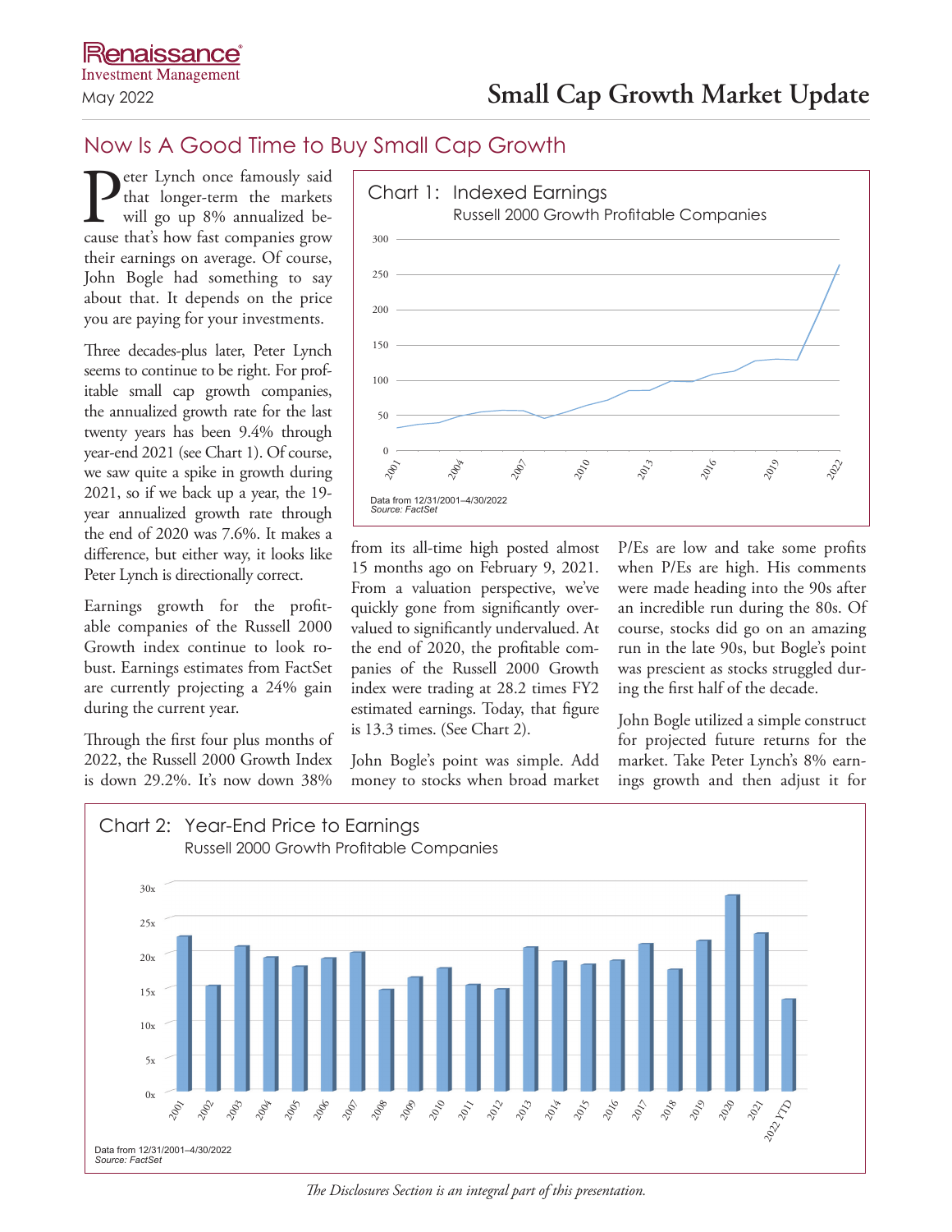# Small Cap Growth Market Update

## Now Is A Good Time to Buy Small Cap Growth

Peter Lynch once famously said that longer-term the markets will go up 8% annualized because that's how fast companies grow their earnings on average. Of course, John Bogle had something to say about that. It depends on the price you are paying for your investments.

Three decades-plus later, Peter Lynch seems to continue to be right. For profitable small cap growth companies, the annualized growth rate for the last twenty years has been 9.4% through year-end 2021 (see Chart 1). Of course, we saw quite a spike in growth during 2021, so if we back up a year, the 19-year annualized growth rate through the end of 2020 was 7.6%. It makes a difference, but either way, it looks like Peter Lynch is directionally correct.

Earnings growth for the profitable companies of the Russell 2000 Growth index continue to look robust. Earnings estimates from FactSet are currently projecting a 24% gain during the current year.

Through the first four plus months of 2022, the Russell 2000 Growth Index is down 29.2%. It's now down 38% from its all-time high posted almost 15 months ago on February 9, 2021. From a valuation perspective, we've quickly gone from significantly overvalued to significantly undervalued. At the end of 2020, the profitable companies of the Russell 2000 Growth index were trading at 28.2 times FY2 estimated earnings. Today, that figure is 13.3 times. (See Chart 2).

John Bogle's point was simple. Add money to stocks when broad market P/Es are low and take some profits when P/Es are high. His comments were made heading into the 90s after an incredible run during the 80s. Of course, stocks did go on an amazing run in the late 90s, but Bogle's point was prescient as stocks struggled during the first half of the decade.

John Bogle utilized a simple construct for projected future returns for the market. Take Peter Lynch's 8% earnings growth and then adjust it for

**Chart 1: Indexed Earnings**
Russell 2000 Growth Profitable Companies

Data from 12/31/2001–4/30/2022
*Source: FactSet*

**Chart 2: Year-End Price to Earnings**
Russell 2000 Growth Profitable Companies

Data from 12/31/2001–4/30/2022
*Source: FactSet*

*The Disclosures Section is an integral part of this presentation.*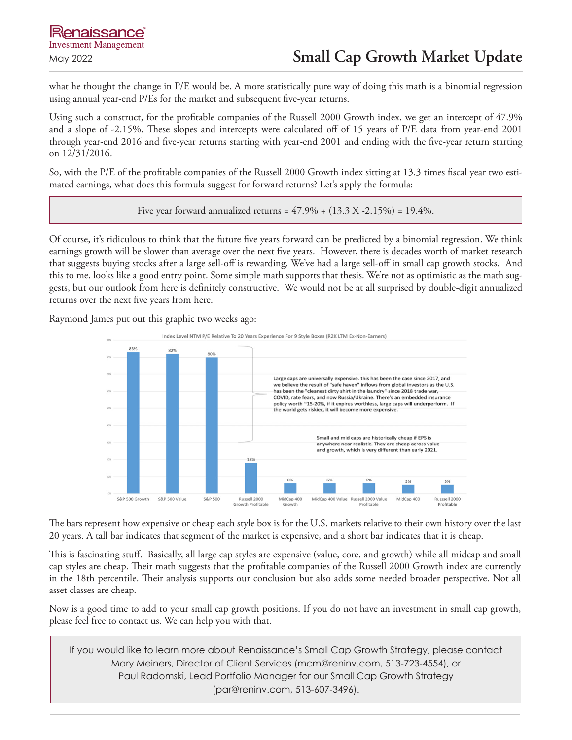what he thought the change in P/E would be. A more statistically pure way of doing this math is a binomial regression using annual year-end P/Es for the market and subsequent five-year returns.

Using such a construct, for the profitable companies of the Russell 2000 Growth index, we get an intercept of 47.9% and a slope of -2.15%. These slopes and intercepts were calculated off of 15 years of P/E data from year-end 2001 through year-end 2016 and five-year returns starting with year-end 2001 and ending with the five-year return starting on 12/31/2016.

So, with the P/E of the profitable companies of the Russell 2000 Growth index sitting at 13.3 times fiscal year two estimated earnings, what does this formula suggest for forward returns? Let's apply the formula:

> Five year forward annualized returns = 47.9% + (13.3 X -2.15%) = 19.4%.

Of course, it's ridiculous to think that the future five years forward can be predicted by a binomial regression. We think earnings growth will be slower than average over the next five years. However, there is decades worth of market research that suggests buying stocks after a large sell-off is rewarding. We've had a large sell-off in small cap growth stocks. And this to me, looks like a good entry point. Some simple math supports that thesis. We're not as optimistic as the math suggests, but our outlook from here is definitely constructive. We would not be at all surprised by double-digit annualized returns over the next five years from here.

Raymond James put out this graphic two weeks ago:

Index Level NTM P/E Relative To 20 Years Experience For 9 Style Boxes (R2K LTM Ex-Non-Earners)

| Style Box | Value |
|---|---|
| S&P 500 Growth | 83% |
| S&P 500 Value | 82% |
| S&P 500 | 80% |
| Russell 2000 Growth Profitable | 18% |
| MidCap 400 Growth | 6% |
| MidCap 400 Value | 6% |
| Russell 2000 Value Profitable | 6% |
| MidCap 400 | 5% |
| Russsell 2000 Profitable | 5% |

Large caps are universally expensive. this has been the case since 2017, and we believe the result of "safe haven" inflows from global investors as the U.S. has been the "cleanest dirty shirt in the laundry" since 2018 trade war, COVID, rate fears, and now Russia/Ukraine. There's an embedded insurance policy worth ~15-20%, if it expires worthless, large caps will underperform. If the world gets riskier, it will become more expensive.

Small and mid caps are historically cheap if EPS is anywhere near realistic. They are cheap across value and growth, which is very different than early 2021.

The bars represent how expensive or cheap each style box is for the U.S. markets relative to their own history over the last 20 years. A tall bar indicates that segment of the market is expensive, and a short bar indicates that it is cheap.

This is fascinating stuff. Basically, all large cap styles are expensive (value, core, and growth) while all midcap and small cap styles are cheap. Their math suggests that the profitable companies of the Russell 2000 Growth index are currently in the 18th percentile. Their analysis supports our conclusion but also adds some needed broader perspective. Not all asset classes are cheap.

Now is a good time to add to your small cap growth positions. If you do not have an investment in small cap growth, please feel free to contact us. We can help you with that.

> If you would like to learn more about Renaissance's Small Cap Growth Strategy, please contact Mary Meiners, Director of Client Services (mcm@reninv.com, 513-723-4554), or Paul Radomski, Lead Portfolio Manager for our Small Cap Growth Strategy (par@reninv.com, 513-607-3496).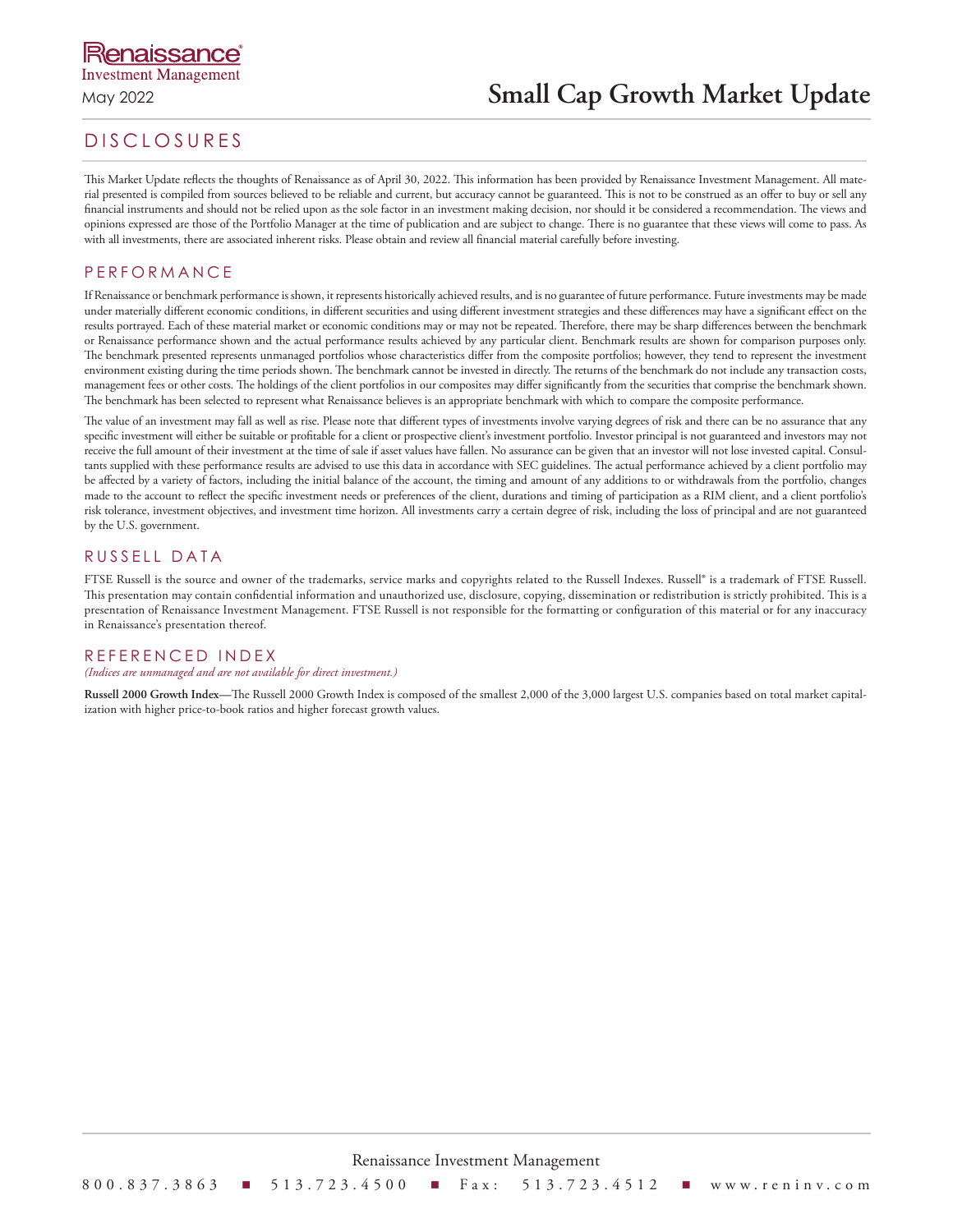# DISCLOSURES

This Market Update reflects the thoughts of Renaissance as of April 30, 2022. This information has been provided by Renaissance Investment Management. All material presented is compiled from sources believed to be reliable and current, but accuracy cannot be guaranteed. This is not to be construed as an offer to buy or sell any financial instruments and should not be relied upon as the sole factor in an investment making decision, nor should it be considered a recommendation. The views and opinions expressed are those of the Portfolio Manager at the time of publication and are subject to change. There is no guarantee that these views will come to pass. As with all investments, there are associated inherent risks. Please obtain and review all financial material carefully before investing.

## PERFORMANCE

If Renaissance or benchmark performance is shown, it represents historically achieved results, and is no guarantee of future performance. Future investments may be made under materially different economic conditions, in different securities and using different investment strategies and these differences may have a significant effect on the results portrayed. Each of these material market or economic conditions may or may not be repeated. Therefore, there may be sharp differences between the benchmark or Renaissance performance shown and the actual performance results achieved by any particular client. Benchmark results are shown for comparison purposes only. The benchmark presented represents unmanaged portfolios whose characteristics differ from the composite portfolios; however, they tend to represent the investment environment existing during the time periods shown. The benchmark cannot be invested in directly. The returns of the benchmark do not include any transaction costs, management fees or other costs. The holdings of the client portfolios in our composites may differ significantly from the securities that comprise the benchmark shown. The benchmark has been selected to represent what Renaissance believes is an appropriate benchmark with which to compare the composite performance.

The value of an investment may fall as well as rise. Please note that different types of investments involve varying degrees of risk and there can be no assurance that any specific investment will either be suitable or profitable for a client or prospective client's investment portfolio. Investor principal is not guaranteed and investors may not receive the full amount of their investment at the time of sale if asset values have fallen. No assurance can be given that an investor will not lose invested capital. Consultants supplied with these performance results are advised to use this data in accordance with SEC guidelines. The actual performance achieved by a client portfolio may be affected by a variety of factors, including the initial balance of the account, the timing and amount of any additions to or withdrawals from the portfolio, changes made to the account to reflect the specific investment needs or preferences of the client, durations and timing of participation as a RIM client, and a client portfolio's risk tolerance, investment objectives, and investment time horizon. All investments carry a certain degree of risk, including the loss of principal and are not guaranteed by the U.S. government.

## RUSSELL DATA

FTSE Russell is the source and owner of the trademarks, service marks and copyrights related to the Russell Indexes. Russell® is a trademark of FTSE Russell. This presentation may contain confidential information and unauthorized use, disclosure, copying, dissemination or redistribution is strictly prohibited. This is a presentation of Renaissance Investment Management. FTSE Russell is not responsible for the formatting or configuration of this material or for any inaccuracy in Renaissance's presentation thereof.

## REFERENCED INDEX

*(Indices are unmanaged and are not available for direct investment.)*

**Russell 2000 Growth Index**—The Russell 2000 Growth Index is composed of the smallest 2,000 of the 3,000 largest U.S. companies based on total market capitalization with higher price-to-book ratios and higher forecast growth values.

Renaissance Investment Management

800.837.3863 ■ 513.723.4500 ■ Fax: 513.723.4512 ■ www.reninv.com